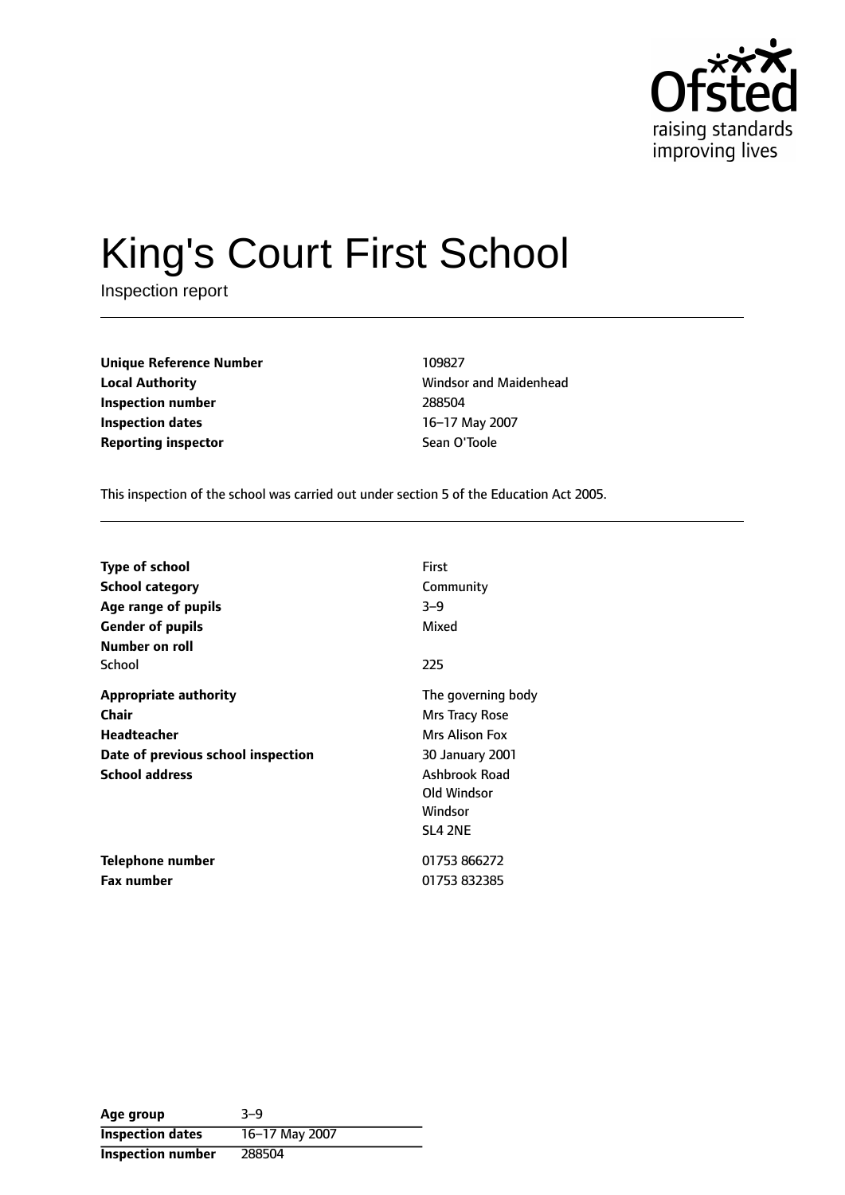# King's Court First School

Inspection report

| | |
|---|---|
| **Unique Reference Number** | 109827 |
| **Local Authority** | Windsor and Maidenhead |
| **Inspection number** | 288504 |
| **Inspection dates** | 16–17 May 2007 |
| **Reporting inspector** | Sean O'Toole |

This inspection of the school was carried out under section 5 of the Education Act 2005.

| | |
|---|---|
| **Type of school** | First |
| **School category** | Community |
| **Age range of pupils** | 3–9 |
| **Gender of pupils** | Mixed |
| **Number on roll** | |
| School | 225 |
| **Appropriate authority** | The governing body |
| **Chair** | Mrs Tracy Rose |
| **Headteacher** | Mrs Alison Fox |
| **Date of previous school inspection** | 30 January 2001 |
| **School address** | Ashbrook Road<br>Old Windsor<br>Windsor<br>SL4 2NE |
| **Telephone number** | 01753 866272 |
| **Fax number** | 01753 832385 |

| | |
|---|---|
| **Age group** | 3–9 |
| **Inspection dates** | 16–17 May 2007 |
| **Inspection number** | 288504 |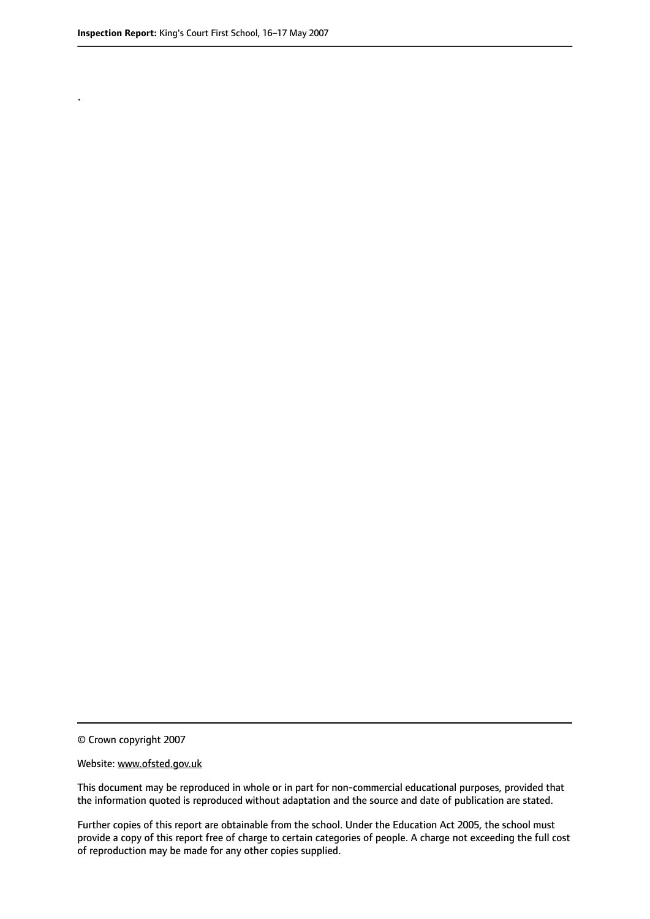.

© Crown copyright 2007

Website: www.ofsted.gov.uk

This document may be reproduced in whole or in part for non-commercial educational purposes, provided that the information quoted is reproduced without adaptation and the source and date of publication are stated.

Further copies of this report are obtainable from the school. Under the Education Act 2005, the school must provide a copy of this report free of charge to certain categories of people. A charge not exceeding the full cost of reproduction may be made for any other copies supplied.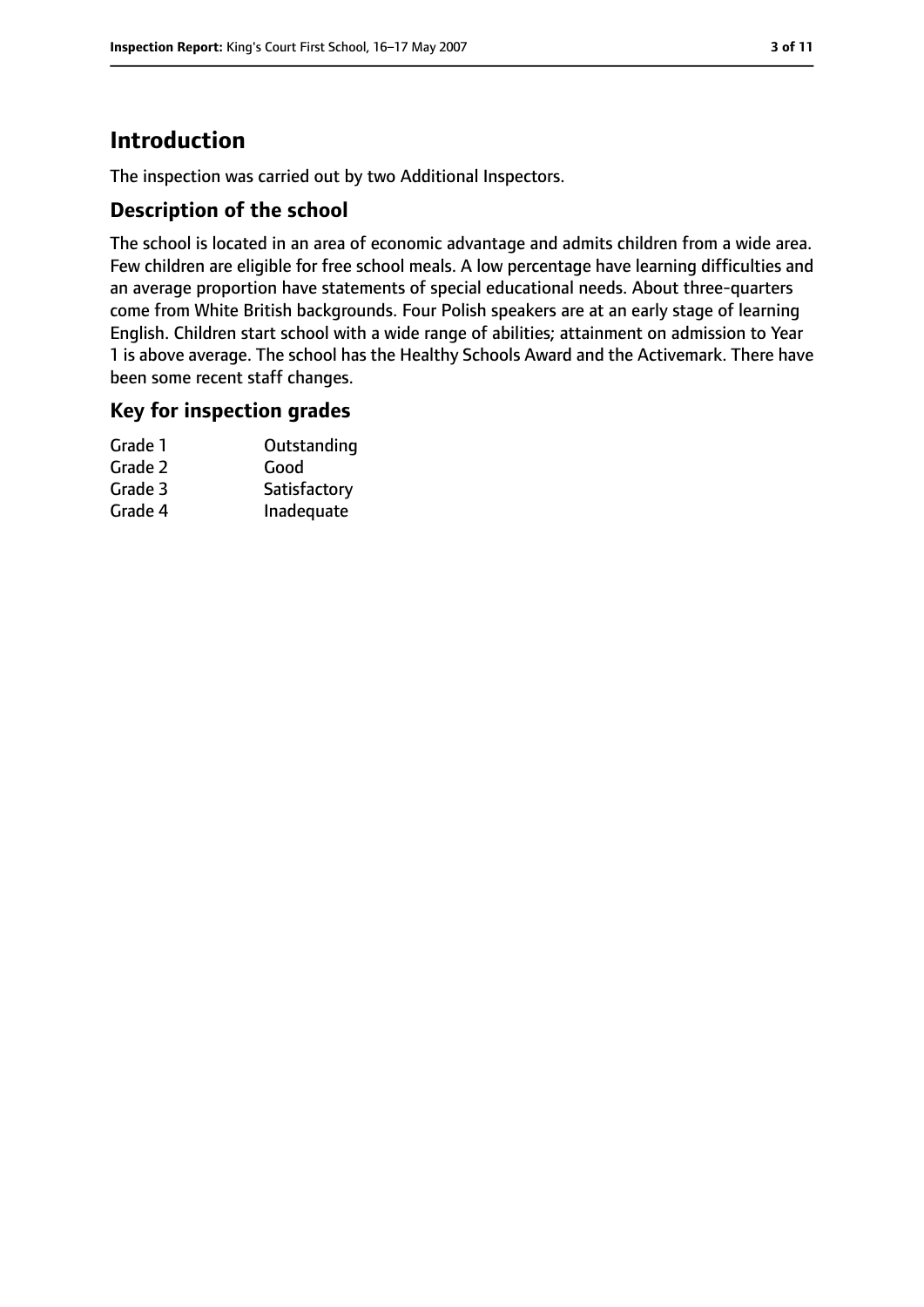# Introduction

The inspection was carried out by two Additional Inspectors.

## Description of the school

The school is located in an area of economic advantage and admits children from a wide area. Few children are eligible for free school meals. A low percentage have learning difficulties and an average proportion have statements of special educational needs. About three-quarters come from White British backgrounds. Four Polish speakers are at an early stage of learning English. Children start school with a wide range of abilities; attainment on admission to Year 1 is above average. The school has the Healthy Schools Award and the Activemark. There have been some recent staff changes.

## Key for inspection grades

| | |
|---|---|
| Grade 1 | Outstanding |
| Grade 2 | Good |
| Grade 3 | Satisfactory |
| Grade 4 | Inadequate |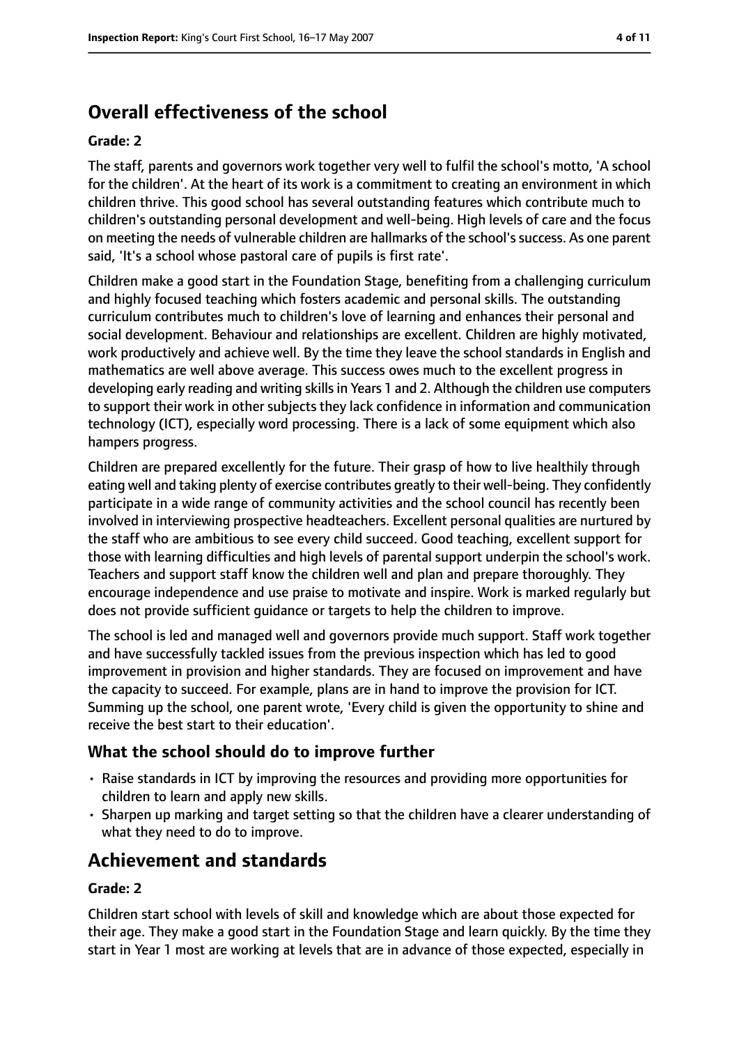# Overall effectiveness of the school

**Grade: 2**

The staff, parents and governors work together very well to fulfil the school's motto, 'A school for the children'. At the heart of its work is a commitment to creating an environment in which children thrive. This good school has several outstanding features which contribute much to children's outstanding personal development and well-being. High levels of care and the focus on meeting the needs of vulnerable children are hallmarks of the school's success. As one parent said, 'It's a school whose pastoral care of pupils is first rate'.

Children make a good start in the Foundation Stage, benefiting from a challenging curriculum and highly focused teaching which fosters academic and personal skills. The outstanding curriculum contributes much to children's love of learning and enhances their personal and social development. Behaviour and relationships are excellent. Children are highly motivated, work productively and achieve well. By the time they leave the school standards in English and mathematics are well above average. This success owes much to the excellent progress in developing early reading and writing skills in Years 1 and 2. Although the children use computers to support their work in other subjects they lack confidence in information and communication technology (ICT), especially word processing. There is a lack of some equipment which also hampers progress.

Children are prepared excellently for the future. Their grasp of how to live healthily through eating well and taking plenty of exercise contributes greatly to their well-being. They confidently participate in a wide range of community activities and the school council has recently been involved in interviewing prospective headteachers. Excellent personal qualities are nurtured by the staff who are ambitious to see every child succeed. Good teaching, excellent support for those with learning difficulties and high levels of parental support underpin the school's work. Teachers and support staff know the children well and plan and prepare thoroughly. They encourage independence and use praise to motivate and inspire. Work is marked regularly but does not provide sufficient guidance or targets to help the children to improve.

The school is led and managed well and governors provide much support. Staff work together and have successfully tackled issues from the previous inspection which has led to good improvement in provision and higher standards. They are focused on improvement and have the capacity to succeed. For example, plans are in hand to improve the provision for ICT. Summing up the school, one parent wrote, 'Every child is given the opportunity to shine and receive the best start to their education'.

## What the school should do to improve further

- Raise standards in ICT by improving the resources and providing more opportunities for children to learn and apply new skills.
- Sharpen up marking and target setting so that the children have a clearer understanding of what they need to do to improve.

# Achievement and standards

**Grade: 2**

Children start school with levels of skill and knowledge which are about those expected for their age. They make a good start in the Foundation Stage and learn quickly. By the time they start in Year 1 most are working at levels that are in advance of those expected, especially in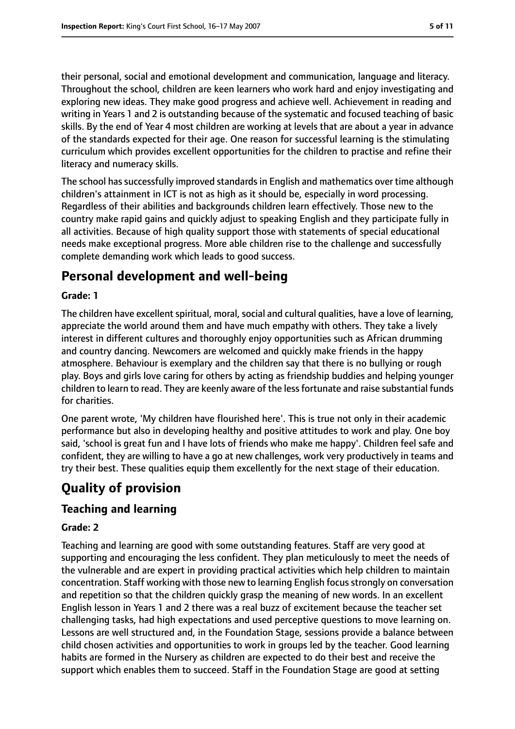their personal, social and emotional development and communication, language and literacy. Throughout the school, children are keen learners who work hard and enjoy investigating and exploring new ideas. They make good progress and achieve well. Achievement in reading and writing in Years 1 and 2 is outstanding because of the systematic and focused teaching of basic skills. By the end of Year 4 most children are working at levels that are about a year in advance of the standards expected for their age. One reason for successful learning is the stimulating curriculum which provides excellent opportunities for the children to practise and refine their literacy and numeracy skills.

The school has successfully improved standards in English and mathematics over time although children's attainment in ICT is not as high as it should be, especially in word processing. Regardless of their abilities and backgrounds children learn effectively. Those new to the country make rapid gains and quickly adjust to speaking English and they participate fully in all activities. Because of high quality support those with statements of special educational needs make exceptional progress. More able children rise to the challenge and successfully complete demanding work which leads to good success.

## Personal development and well-being

**Grade: 1**

The children have excellent spiritual, moral, social and cultural qualities, have a love of learning, appreciate the world around them and have much empathy with others. They take a lively interest in different cultures and thoroughly enjoy opportunities such as African drumming and country dancing. Newcomers are welcomed and quickly make friends in the happy atmosphere. Behaviour is exemplary and the children say that there is no bullying or rough play. Boys and girls love caring for others by acting as friendship buddies and helping younger children to learn to read. They are keenly aware of the less fortunate and raise substantial funds for charities.

One parent wrote, 'My children have flourished here'. This is true not only in their academic performance but also in developing healthy and positive attitudes to work and play. One boy said, 'school is great fun and I have lots of friends who make me happy'. Children feel safe and confident, they are willing to have a go at new challenges, work very productively in teams and try their best. These qualities equip them excellently for the next stage of their education.

# Quality of provision

## Teaching and learning

**Grade: 2**

Teaching and learning are good with some outstanding features. Staff are very good at supporting and encouraging the less confident. They plan meticulously to meet the needs of the vulnerable and are expert in providing practical activities which help children to maintain concentration. Staff working with those new to learning English focus strongly on conversation and repetition so that the children quickly grasp the meaning of new words. In an excellent English lesson in Years 1 and 2 there was a real buzz of excitement because the teacher set challenging tasks, had high expectations and used perceptive questions to move learning on. Lessons are well structured and, in the Foundation Stage, sessions provide a balance between child chosen activities and opportunities to work in groups led by the teacher. Good learning habits are formed in the Nursery as children are expected to do their best and receive the support which enables them to succeed. Staff in the Foundation Stage are good at setting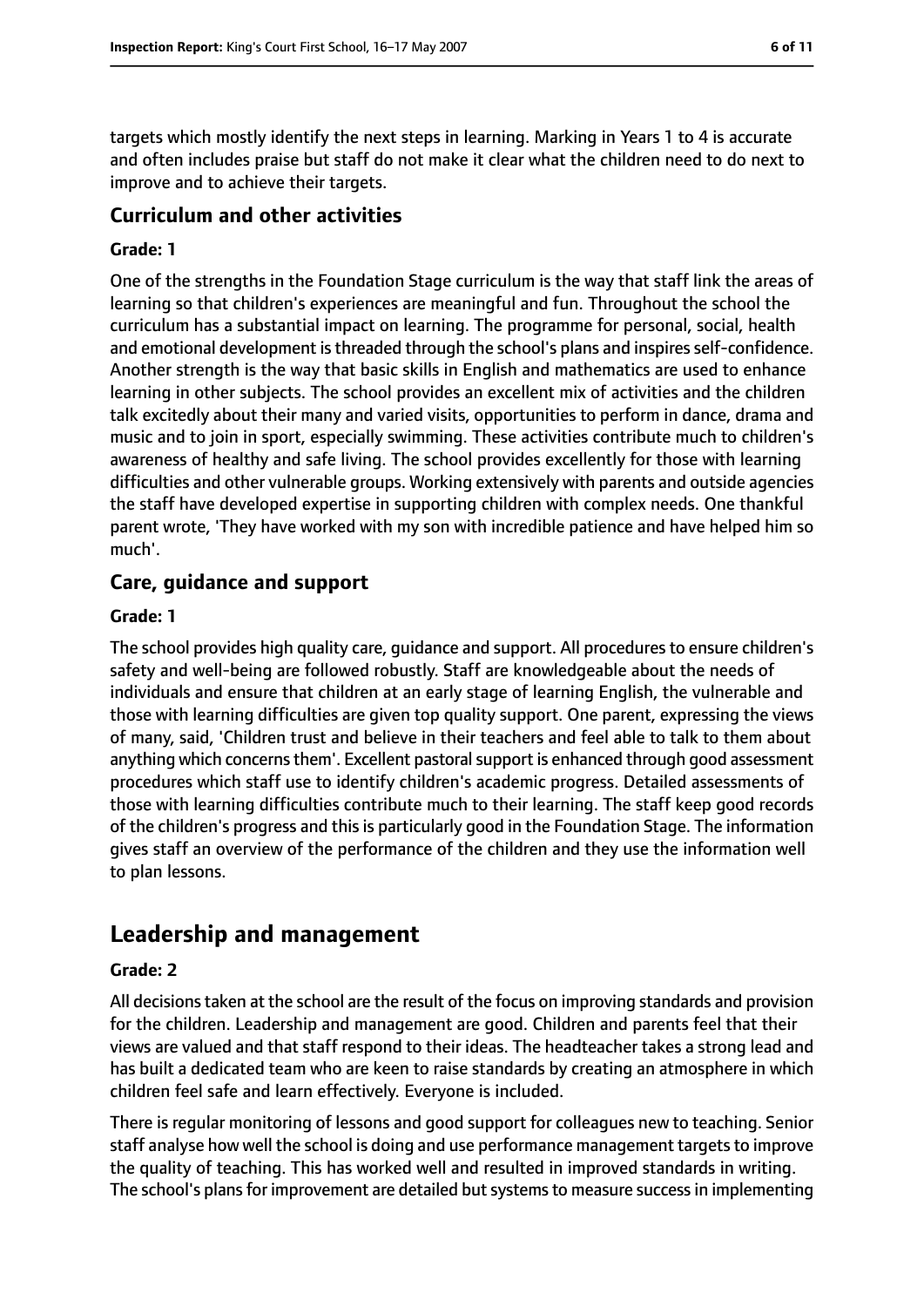targets which mostly identify the next steps in learning. Marking in Years 1 to 4 is accurate and often includes praise but staff do not make it clear what the children need to do next to improve and to achieve their targets.

### Curriculum and other activities

**Grade: 1**

One of the strengths in the Foundation Stage curriculum is the way that staff link the areas of learning so that children's experiences are meaningful and fun. Throughout the school the curriculum has a substantial impact on learning. The programme for personal, social, health and emotional development is threaded through the school's plans and inspires self-confidence. Another strength is the way that basic skills in English and mathematics are used to enhance learning in other subjects. The school provides an excellent mix of activities and the children talk excitedly about their many and varied visits, opportunities to perform in dance, drama and music and to join in sport, especially swimming. These activities contribute much to children's awareness of healthy and safe living. The school provides excellently for those with learning difficulties and other vulnerable groups. Working extensively with parents and outside agencies the staff have developed expertise in supporting children with complex needs. One thankful parent wrote, 'They have worked with my son with incredible patience and have helped him so much'.

### Care, guidance and support

**Grade: 1**

The school provides high quality care, guidance and support. All procedures to ensure children's safety and well-being are followed robustly. Staff are knowledgeable about the needs of individuals and ensure that children at an early stage of learning English, the vulnerable and those with learning difficulties are given top quality support. One parent, expressing the views of many, said, 'Children trust and believe in their teachers and feel able to talk to them about anything which concerns them'. Excellent pastoral support is enhanced through good assessment procedures which staff use to identify children's academic progress. Detailed assessments of those with learning difficulties contribute much to their learning. The staff keep good records of the children's progress and this is particularly good in the Foundation Stage. The information gives staff an overview of the performance of the children and they use the information well to plan lessons.

## Leadership and management

**Grade: 2**

All decisions taken at the school are the result of the focus on improving standards and provision for the children. Leadership and management are good. Children and parents feel that their views are valued and that staff respond to their ideas. The headteacher takes a strong lead and has built a dedicated team who are keen to raise standards by creating an atmosphere in which children feel safe and learn effectively. Everyone is included.

There is regular monitoring of lessons and good support for colleagues new to teaching. Senior staff analyse how well the school is doing and use performance management targets to improve the quality of teaching. This has worked well and resulted in improved standards in writing. The school's plans for improvement are detailed but systems to measure success in implementing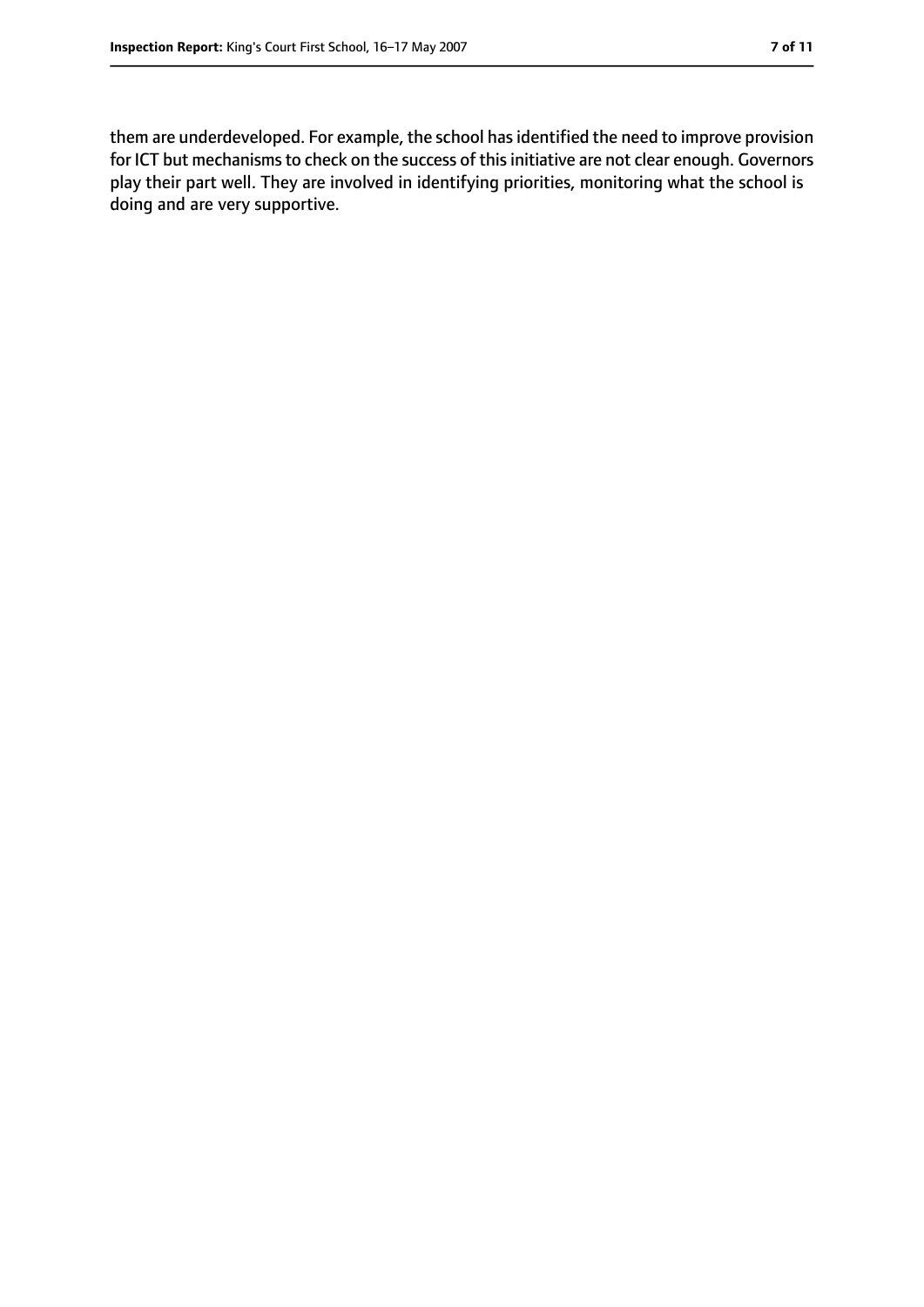them are underdeveloped. For example, the school has identified the need to improve provision for ICT but mechanisms to check on the success of this initiative are not clear enough. Governors play their part well. They are involved in identifying priorities, monitoring what the school is doing and are very supportive.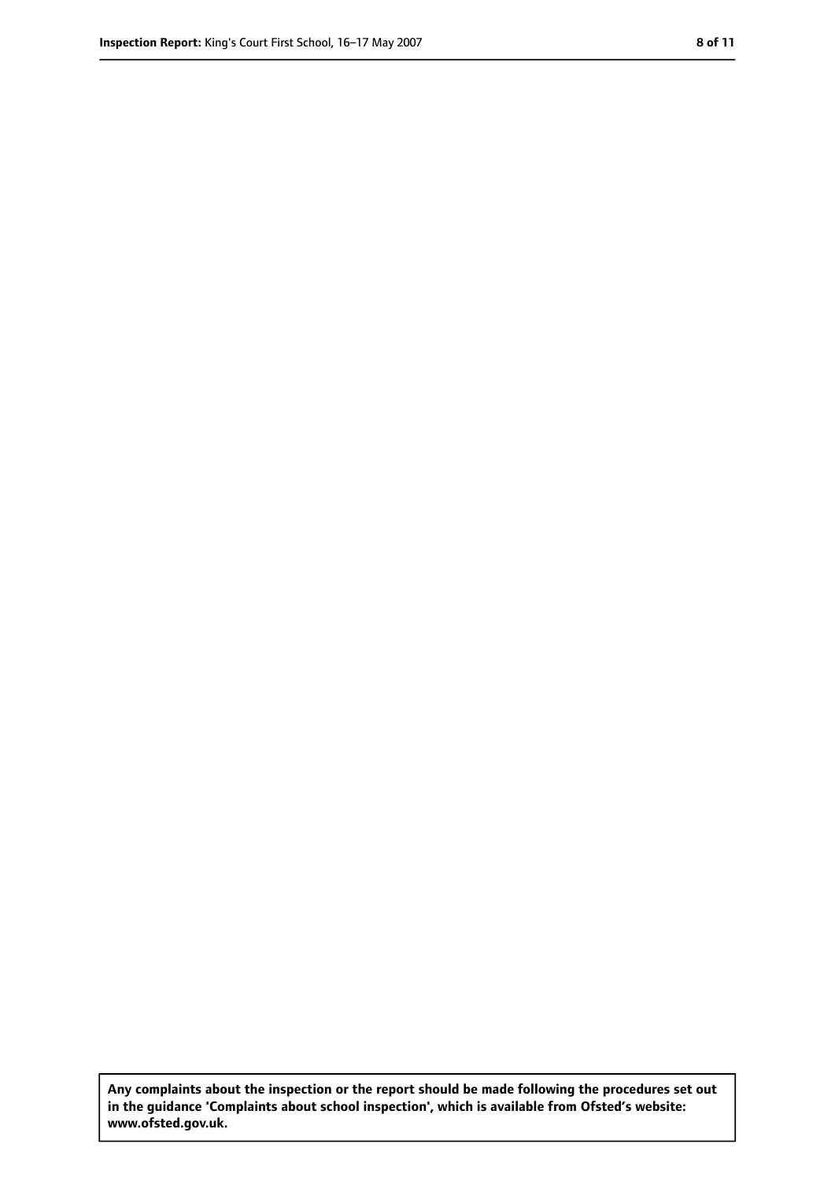**Any complaints about the inspection or the report should be made following the procedures set out in the guidance 'Complaints about school inspection', which is available from Ofsted's website: www.ofsted.gov.uk.**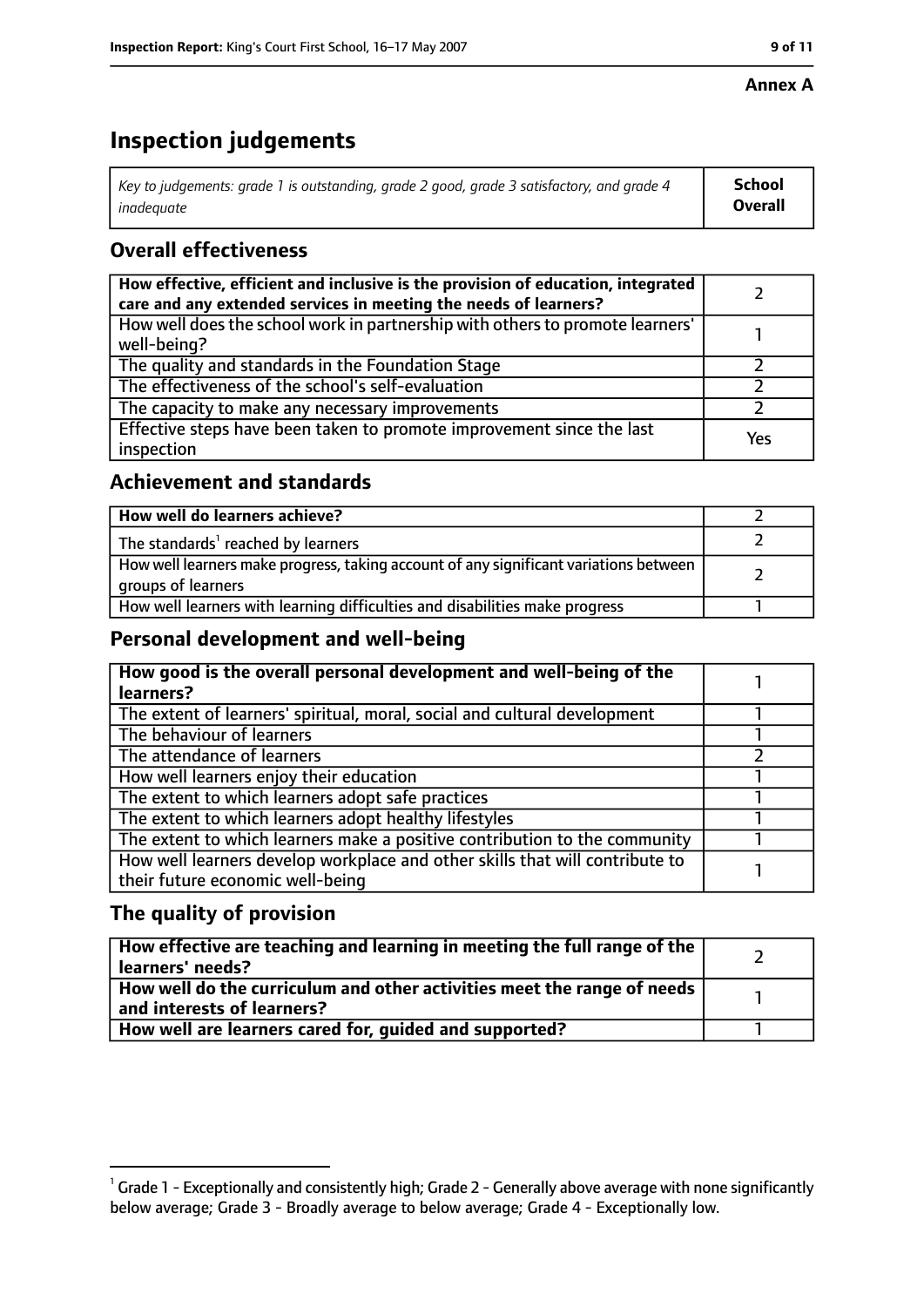**Annex A**

# Inspection judgements

| *Key to judgements: grade 1 is outstanding, grade 2 good, grade 3 satisfactory, and grade 4 inadequate* | **School Overall** |
|---|---|

## Overall effectiveness

| | |
|---|---|
| **How effective, efficient and inclusive is the provision of education, integrated care and any extended services in meeting the needs of learners?** | 2 |
| How well does the school work in partnership with others to promote learners' well-being? | 1 |
| The quality and standards in the Foundation Stage | 2 |
| The effectiveness of the school's self-evaluation | 2 |
| The capacity to make any necessary improvements | 2 |
| Effective steps have been taken to promote improvement since the last inspection | Yes |

## Achievement and standards

| | |
|---|---|
| **How well do learners achieve?** | 2 |
| The standards[1] reached by learners | 2 |
| How well learners make progress, taking account of any significant variations between groups of learners | 2 |
| How well learners with learning difficulties and disabilities make progress | 1 |

## Personal development and well-being

| | |
|---|---|
| **How good is the overall personal development and well-being of the learners?** | 1 |
| The extent of learners' spiritual, moral, social and cultural development | 1 |
| The behaviour of learners | 1 |
| The attendance of learners | 2 |
| How well learners enjoy their education | 1 |
| The extent to which learners adopt safe practices | 1 |
| The extent to which learners adopt healthy lifestyles | 1 |
| The extent to which learners make a positive contribution to the community | 1 |
| How well learners develop workplace and other skills that will contribute to their future economic well-being | 1 |

## The quality of provision

| | |
|---|---|
| **How effective are teaching and learning in meeting the full range of the learners' needs?** | 2 |
| **How well do the curriculum and other activities meet the range of needs and interests of learners?** | 1 |
| **How well are learners cared for, guided and supported?** | 1 |

[1] Grade 1 - Exceptionally and consistently high; Grade 2 - Generally above average with none significantly below average; Grade 3 - Broadly average to below average; Grade 4 - Exceptionally low.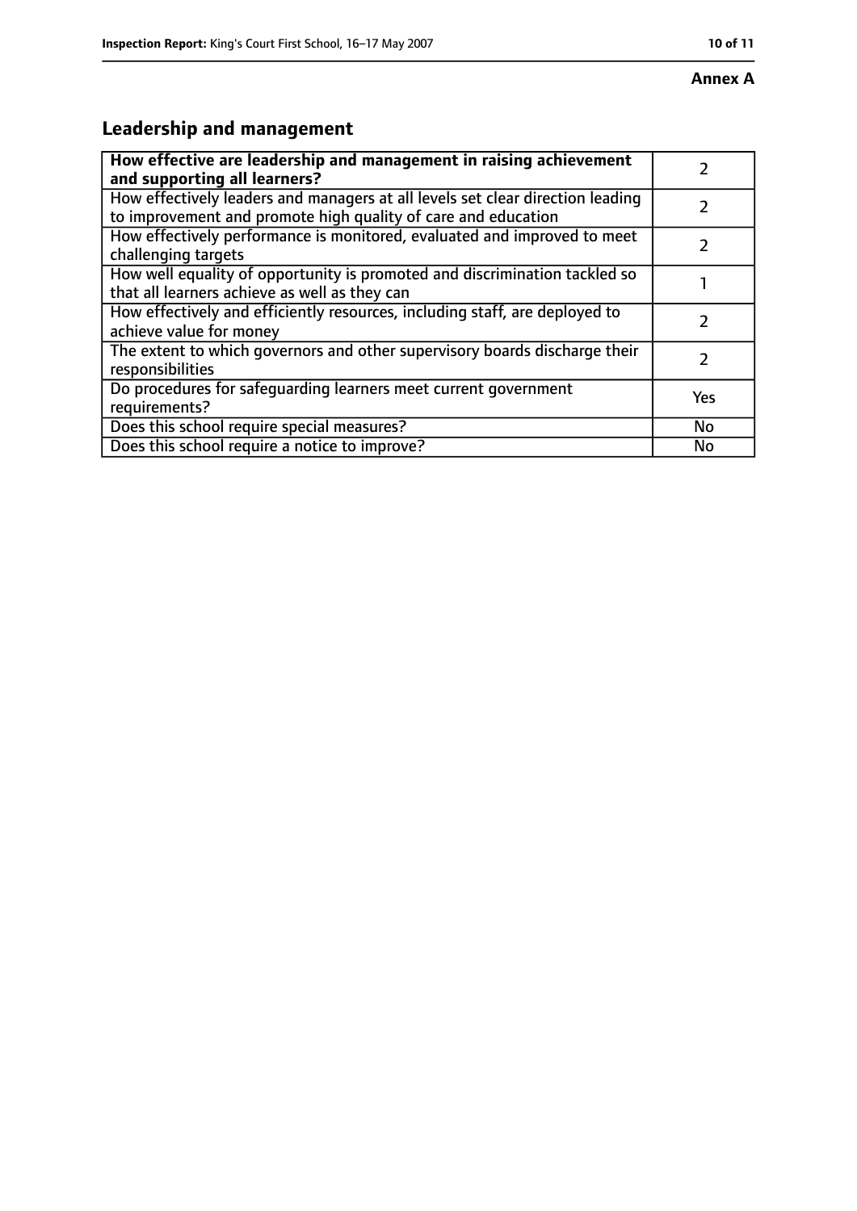**Annex A**

## Leadership and management

| How effective are leadership and management in raising achievement and supporting all learners? | 2 |
|---|---|
| How effectively leaders and managers at all levels set clear direction leading to improvement and promote high quality of care and education | 2 |
| How effectively performance is monitored, evaluated and improved to meet challenging targets | 2 |
| How well equality of opportunity is promoted and discrimination tackled so that all learners achieve as well as they can | 1 |
| How effectively and efficiently resources, including staff, are deployed to achieve value for money | 2 |
| The extent to which governors and other supervisory boards discharge their responsibilities | 2 |
| Do procedures for safeguarding learners meet current government requirements? | Yes |
| Does this school require special measures? | No |
| Does this school require a notice to improve? | No |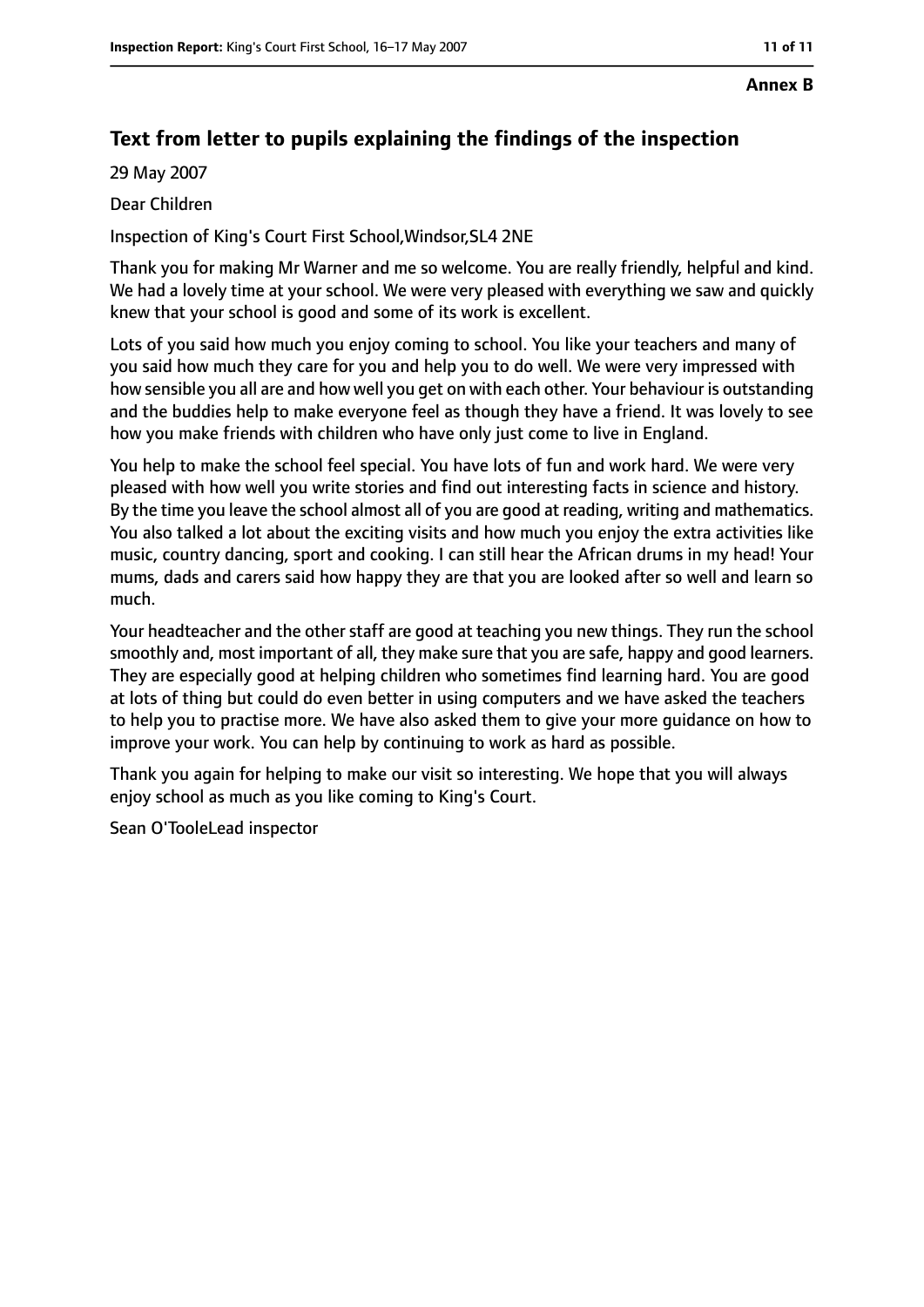**Annex B**

## Text from letter to pupils explaining the findings of the inspection

29 May 2007

Dear Children

Inspection of King's Court First School,Windsor,SL4 2NE

Thank you for making Mr Warner and me so welcome. You are really friendly, helpful and kind. We had a lovely time at your school. We were very pleased with everything we saw and quickly knew that your school is good and some of its work is excellent.

Lots of you said how much you enjoy coming to school. You like your teachers and many of you said how much they care for you and help you to do well. We were very impressed with how sensible you all are and how well you get on with each other. Your behaviour is outstanding and the buddies help to make everyone feel as though they have a friend. It was lovely to see how you make friends with children who have only just come to live in England.

You help to make the school feel special. You have lots of fun and work hard. We were very pleased with how well you write stories and find out interesting facts in science and history. By the time you leave the school almost all of you are good at reading, writing and mathematics. You also talked a lot about the exciting visits and how much you enjoy the extra activities like music, country dancing, sport and cooking. I can still hear the African drums in my head! Your mums, dads and carers said how happy they are that you are looked after so well and learn so much.

Your headteacher and the other staff are good at teaching you new things. They run the school smoothly and, most important of all, they make sure that you are safe, happy and good learners. They are especially good at helping children who sometimes find learning hard. You are good at lots of thing but could do even better in using computers and we have asked the teachers to help you to practise more. We have also asked them to give your more guidance on how to improve your work. You can help by continuing to work as hard as possible.

Thank you again for helping to make our visit so interesting. We hope that you will always enjoy school as much as you like coming to King's Court.

Sean O'TooleLead inspector